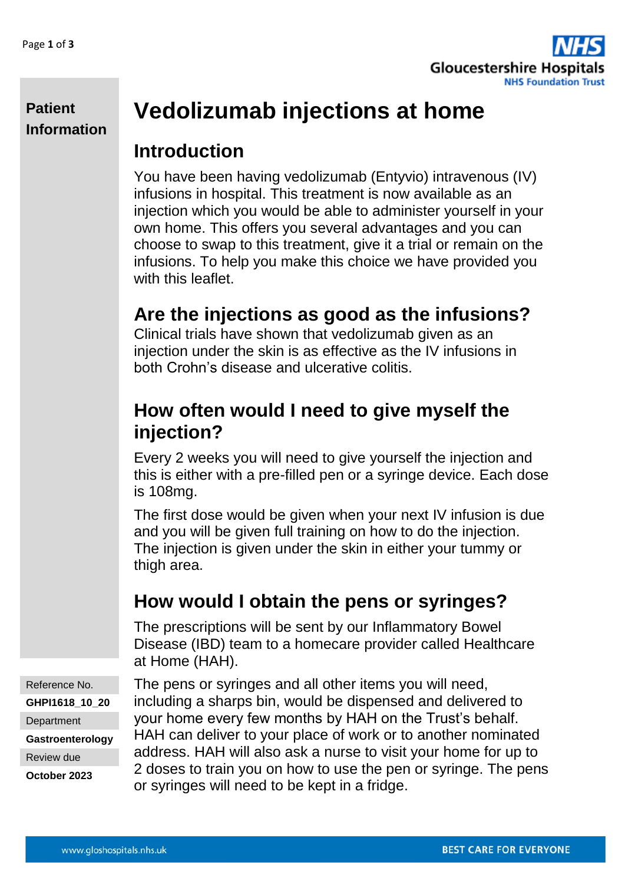**Patient Information**

# Vedolizumab injections at home

## Introduction

You have been having vedolizumab (Entyvio) intravenous (IV) infusions in hospital. This treatment is now available as an injection which you would be able to administer yourself in your own home. This offers you several advantages and you can choose to swap to this treatment, give it a trial or remain on the infusions. To help you make this choice we have provided you with this leaflet.

## Are the injections as good as the infusions?

Clinical trials have shown that vedolizumab given as an injection under the skin is as effective as the IV infusions in both Crohn's disease and ulcerative colitis.

## How often would I need to give myself the injection?

Every 2 weeks you will need to give yourself the injection and this is either with a pre-filled pen or a syringe device. Each dose is 108mg.

The first dose would be given when your next IV infusion is due and you will be given full training on how to do the injection. The injection is given under the skin in either your tummy or thigh area.

## How would I obtain the pens or syringes?

The prescriptions will be sent by our Inflammatory Bowel Disease (IBD) team to a homecare provider called Healthcare at Home (HAH).

The pens or syringes and all other items you will need, including a sharps bin, would be dispensed and delivered to your home every few months by HAH on the Trust's behalf. HAH can deliver to your place of work or to another nominated address. HAH will also ask a nurse to visit your home for up to 2 doses to train you on how to use the pen or syringe. The pens or syringes will need to be kept in a fridge.

Reference No.
**GHPI1618_10_20**
Department
**Gastroenterology**
Review due
**October 2023**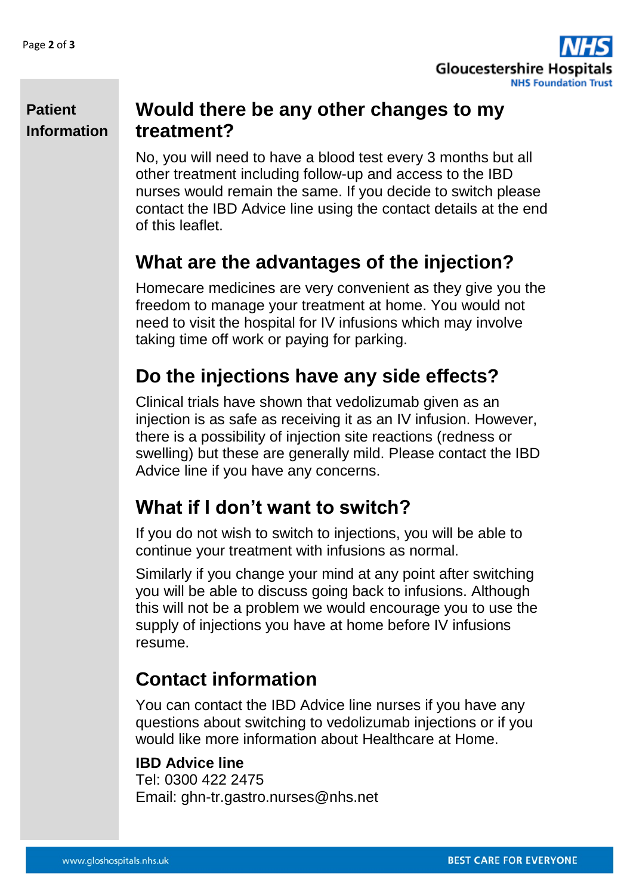## Would there be any other changes to my treatment?

No, you will need to have a blood test every 3 months but all other treatment including follow-up and access to the IBD nurses would remain the same. If you decide to switch please contact the IBD Advice line using the contact details at the end of this leaflet.

## What are the advantages of the injection?

Homecare medicines are very convenient as they give you the freedom to manage your treatment at home. You would not need to visit the hospital for IV infusions which may involve taking time off work or paying for parking.

## Do the injections have any side effects?

Clinical trials have shown that vedolizumab given as an injection is as safe as receiving it as an IV infusion. However, there is a possibility of injection site reactions (redness or swelling) but these are generally mild. Please contact the IBD Advice line if you have any concerns.

## What if I don't want to switch?

If you do not wish to switch to injections, you will be able to continue your treatment with infusions as normal.

Similarly if you change your mind at any point after switching you will be able to discuss going back to infusions. Although this will not be a problem we would encourage you to use the supply of injections you have at home before IV infusions resume.

## Contact information

You can contact the IBD Advice line nurses if you have any questions about switching to vedolizumab injections or if you would like more information about Healthcare at Home.

**IBD Advice line**
Tel: 0300 422 2475
Email: ghn-tr.gastro.nurses@nhs.net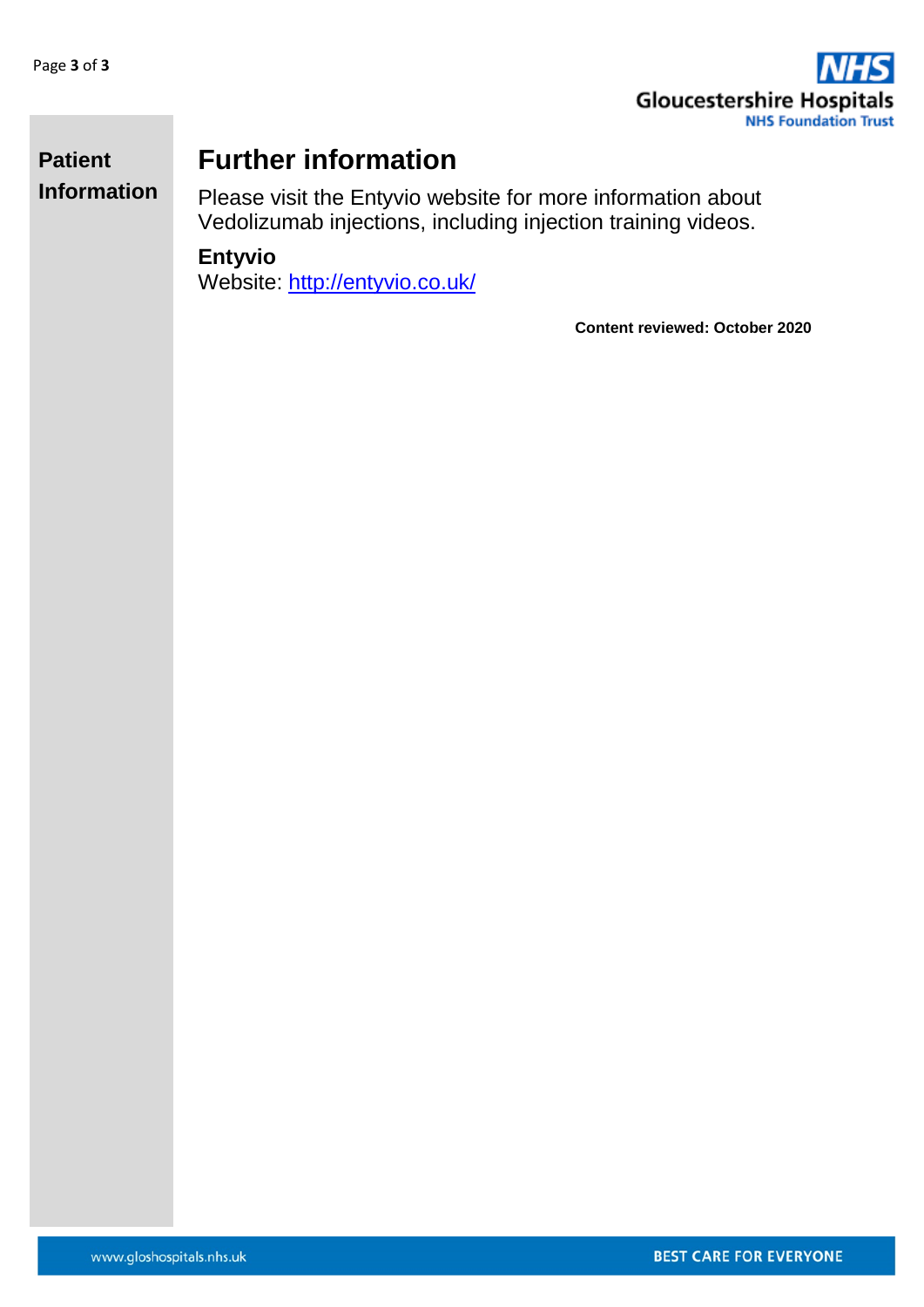## Further information

Please visit the Entyvio website for more information about Vedolizumab injections, including injection training videos.

**Entyvio**
Website: http://entyvio.co.uk/

**Content reviewed: October 2020**